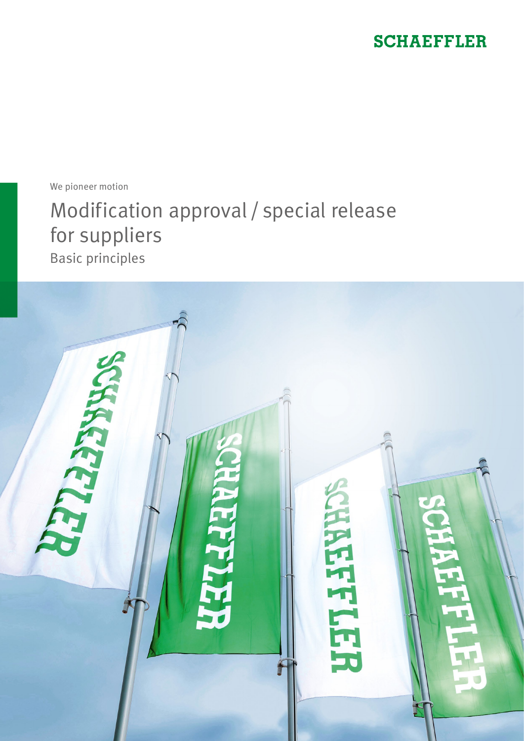SCHAEFFLER

We pioneer motion

# Modification approval / special release for suppliers

## Basic principles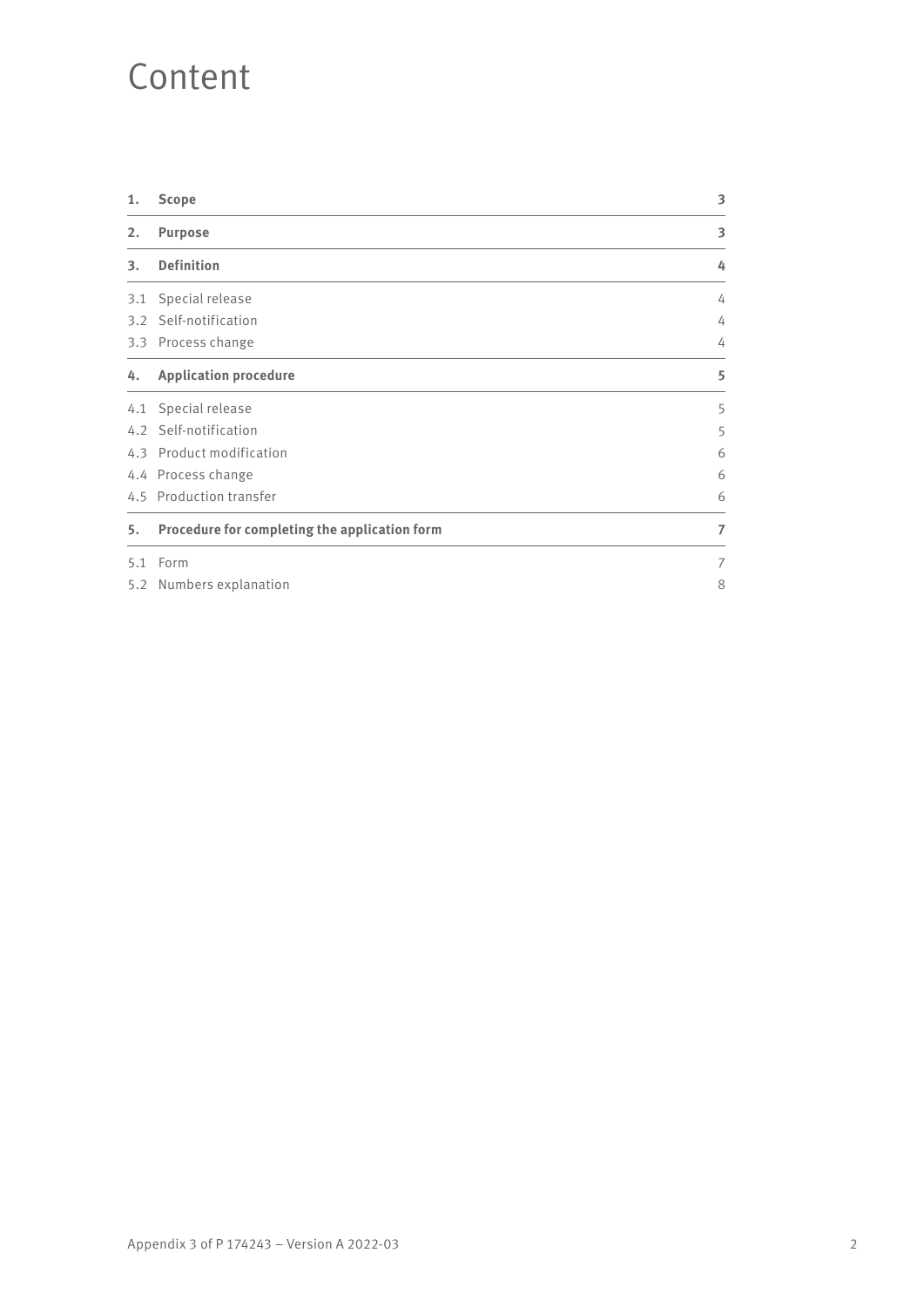# Content

| | | |
|---|---|---|
| **1.** | **Scope** | **3** |
| **2.** | **Purpose** | **3** |
| **3.** | **Definition** | **4** |
| 3.1 | Special release | 4 |
| 3.2 | Self-notification | 4 |
| 3.3 | Process change | 4 |
| **4.** | **Application procedure** | **5** |
| 4.1 | Special release | 5 |
| 4.2 | Self-notification | 5 |
| 4.3 | Product modification | 6 |
| 4.4 | Process change | 6 |
| 4.5 | Production transfer | 6 |
| **5.** | **Procedure for completing the application form** | **7** |
| 5.1 | Form | 7 |
| 5.2 | Numbers explanation | 8 |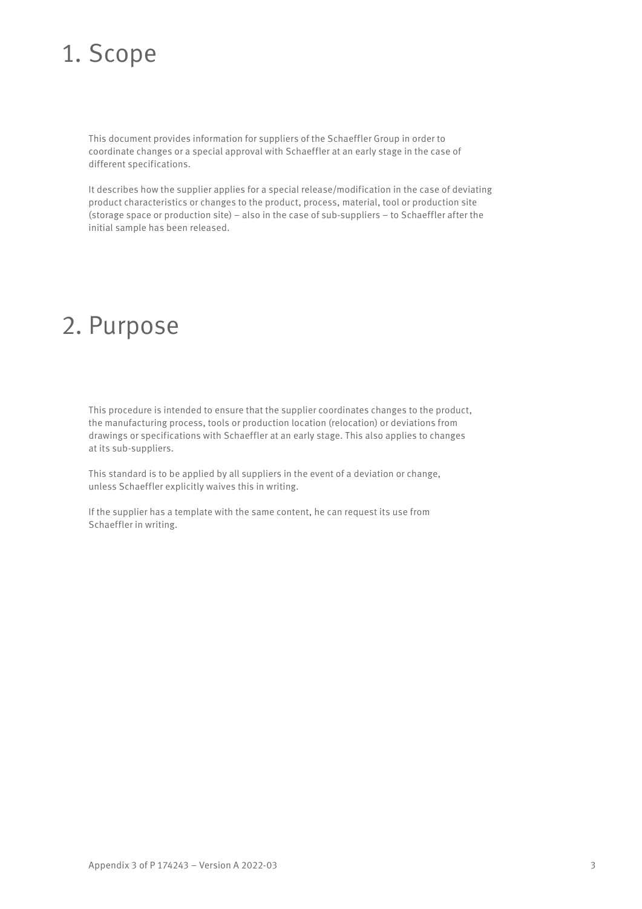# 1. Scope

This document provides information for suppliers of the Schaeffler Group in order to coordinate changes or a special approval with Schaeffler at an early stage in the case of different specifications.

It describes how the supplier applies for a special release/modification in the case of deviating product characteristics or changes to the product, process, material, tool or production site (storage space or production site) – also in the case of sub-suppliers – to Schaeffler after the initial sample has been released.

# 2. Purpose

This procedure is intended to ensure that the supplier coordinates changes to the product, the manufacturing process, tools or production location (relocation) or deviations from drawings or specifications with Schaeffler at an early stage. This also applies to changes at its sub-suppliers.

This standard is to be applied by all suppliers in the event of a deviation or change, unless Schaeffler explicitly waives this in writing.

If the supplier has a template with the same content, he can request its use from Schaeffler in writing.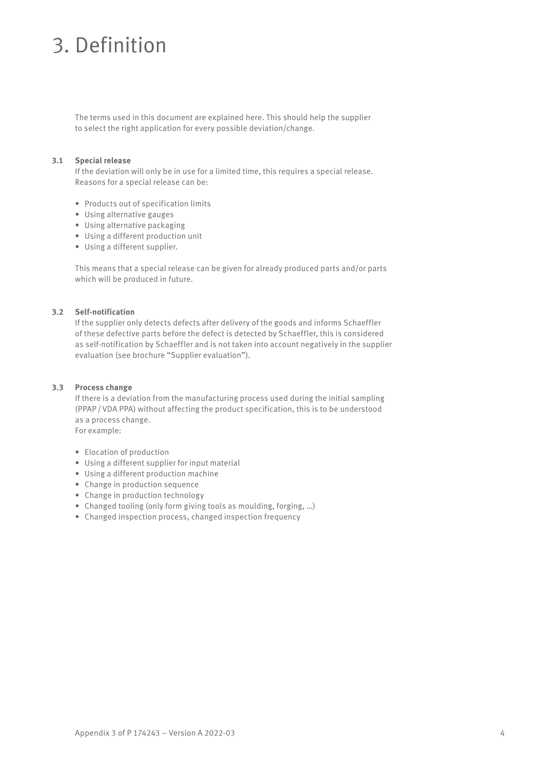# 3. Definition

The terms used in this document are explained here. This should help the supplier to select the right application for every possible deviation/change.

### 3.1 Special release

If the deviation will only be in use for a limited time, this requires a special release. Reasons for a special release can be:

- Products out of specification limits
- Using alternative gauges
- Using alternative packaging
- Using a different production unit
- Using a different supplier.

This means that a special release can be given for already produced parts and/or parts which will be produced in future.

### 3.2 Self-notification

If the supplier only detects defects after delivery of the goods and informs Schaeffler of these defective parts before the defect is detected by Schaeffler, this is considered as self-notification by Schaeffler and is not taken into account negatively in the supplier evaluation (see brochure "Supplier evaluation").

### 3.3 Process change

If there is a deviation from the manufacturing process used during the initial sampling (PPAP / VDA PPA) without affecting the product specification, this is to be understood as a process change.
For example:

- Elocation of production
- Using a different supplier for input material
- Using a different production machine
- Change in production sequence
- Change in production technology
- Changed tooling (only form giving tools as moulding, forging, …)
- Changed inspection process, changed inspection frequency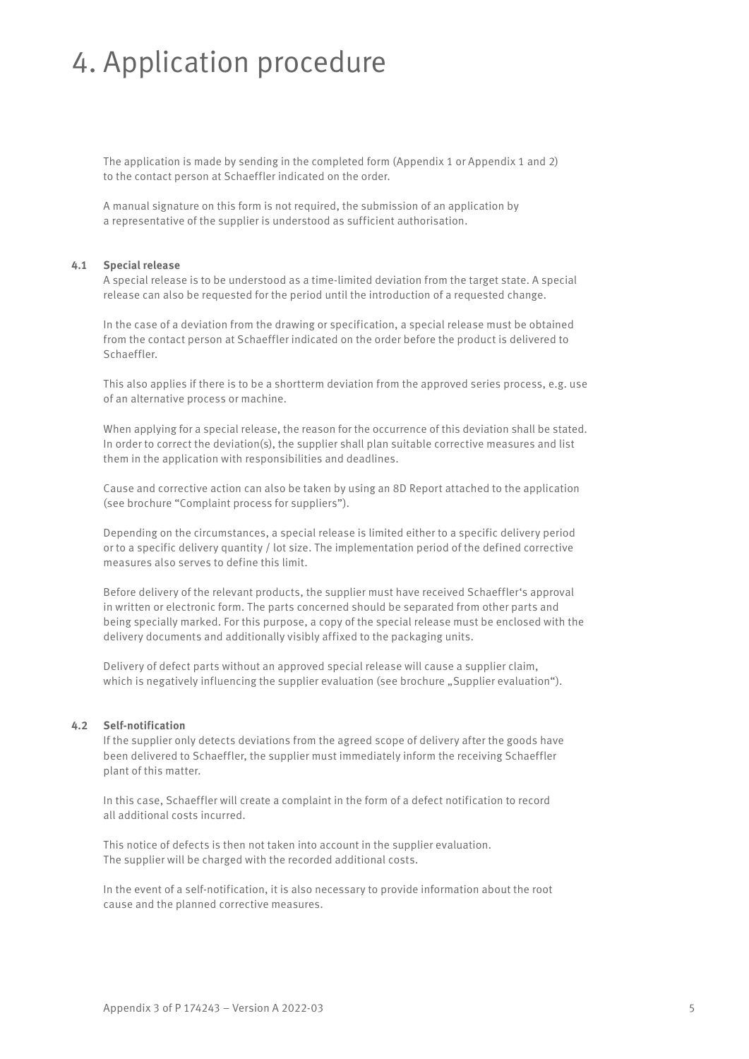# 4. Application procedure

The application is made by sending in the completed form (Appendix 1 or Appendix 1 and 2) to the contact person at Schaeffler indicated on the order.

A manual signature on this form is not required, the submission of an application by a representative of the supplier is understood as sufficient authorisation.

## 4.1 Special release

A special release is to be understood as a time-limited deviation from the target state. A special release can also be requested for the period until the introduction of a requested change.

In the case of a deviation from the drawing or specification, a special release must be obtained from the contact person at Schaeffler indicated on the order before the product is delivered to Schaeffler.

This also applies if there is to be a shortterm deviation from the approved series process, e.g. use of an alternative process or machine.

When applying for a special release, the reason for the occurrence of this deviation shall be stated. In order to correct the deviation(s), the supplier shall plan suitable corrective measures and list them in the application with responsibilities and deadlines.

Cause and corrective action can also be taken by using an 8D Report attached to the application (see brochure "Complaint process for suppliers").

Depending on the circumstances, a special release is limited either to a specific delivery period or to a specific delivery quantity / lot size. The implementation period of the defined corrective measures also serves to define this limit.

Before delivery of the relevant products, the supplier must have received Schaeffler's approval in written or electronic form. The parts concerned should be separated from other parts and being specially marked. For this purpose, a copy of the special release must be enclosed with the delivery documents and additionally visibly affixed to the packaging units.

Delivery of defect parts without an approved special release will cause a supplier claim, which is negatively influencing the supplier evaluation (see brochure „Supplier evaluation").

## 4.2 Self-notification

If the supplier only detects deviations from the agreed scope of delivery after the goods have been delivered to Schaeffler, the supplier must immediately inform the receiving Schaeffler plant of this matter.

In this case, Schaeffler will create a complaint in the form of a defect notification to record all additional costs incurred.

This notice of defects is then not taken into account in the supplier evaluation. The supplier will be charged with the recorded additional costs.

In the event of a self-notification, it is also necessary to provide information about the root cause and the planned corrective measures.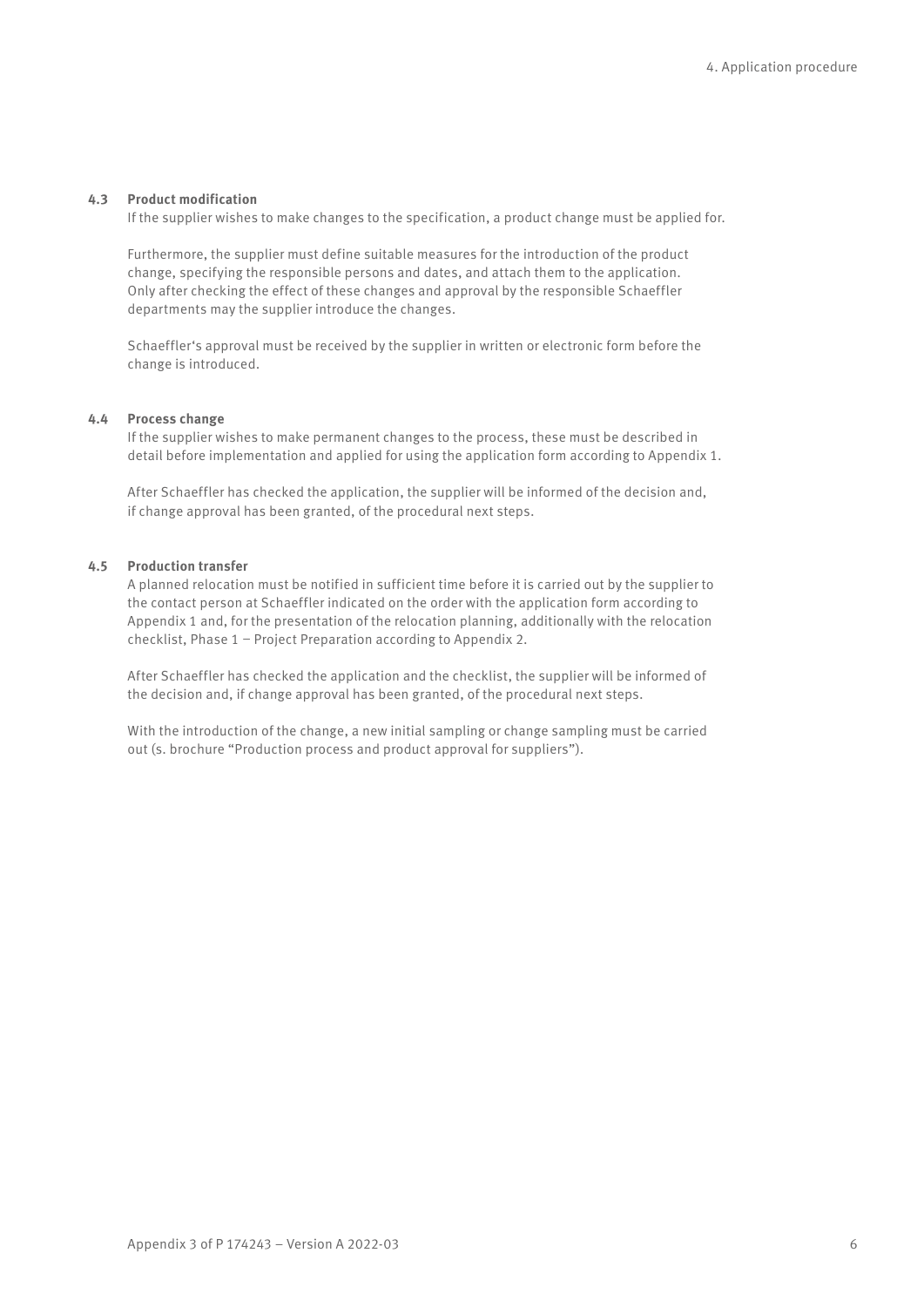### 4.3 Product modification

If the supplier wishes to make changes to the specification, a product change must be applied for.

Furthermore, the supplier must define suitable measures for the introduction of the product change, specifying the responsible persons and dates, and attach them to the application. Only after checking the effect of these changes and approval by the responsible Schaeffler departments may the supplier introduce the changes.

Schaeffler's approval must be received by the supplier in written or electronic form before the change is introduced.

### 4.4 Process change

If the supplier wishes to make permanent changes to the process, these must be described in detail before implementation and applied for using the application form according to Appendix 1.

After Schaeffler has checked the application, the supplier will be informed of the decision and, if change approval has been granted, of the procedural next steps.

### 4.5 Production transfer

A planned relocation must be notified in sufficient time before it is carried out by the supplier to the contact person at Schaeffler indicated on the order with the application form according to Appendix 1 and, for the presentation of the relocation planning, additionally with the relocation checklist, Phase 1 – Project Preparation according to Appendix 2.

After Schaeffler has checked the application and the checklist, the supplier will be informed of the decision and, if change approval has been granted, of the procedural next steps.

With the introduction of the change, a new initial sampling or change sampling must be carried out (s. brochure "Production process and product approval for suppliers").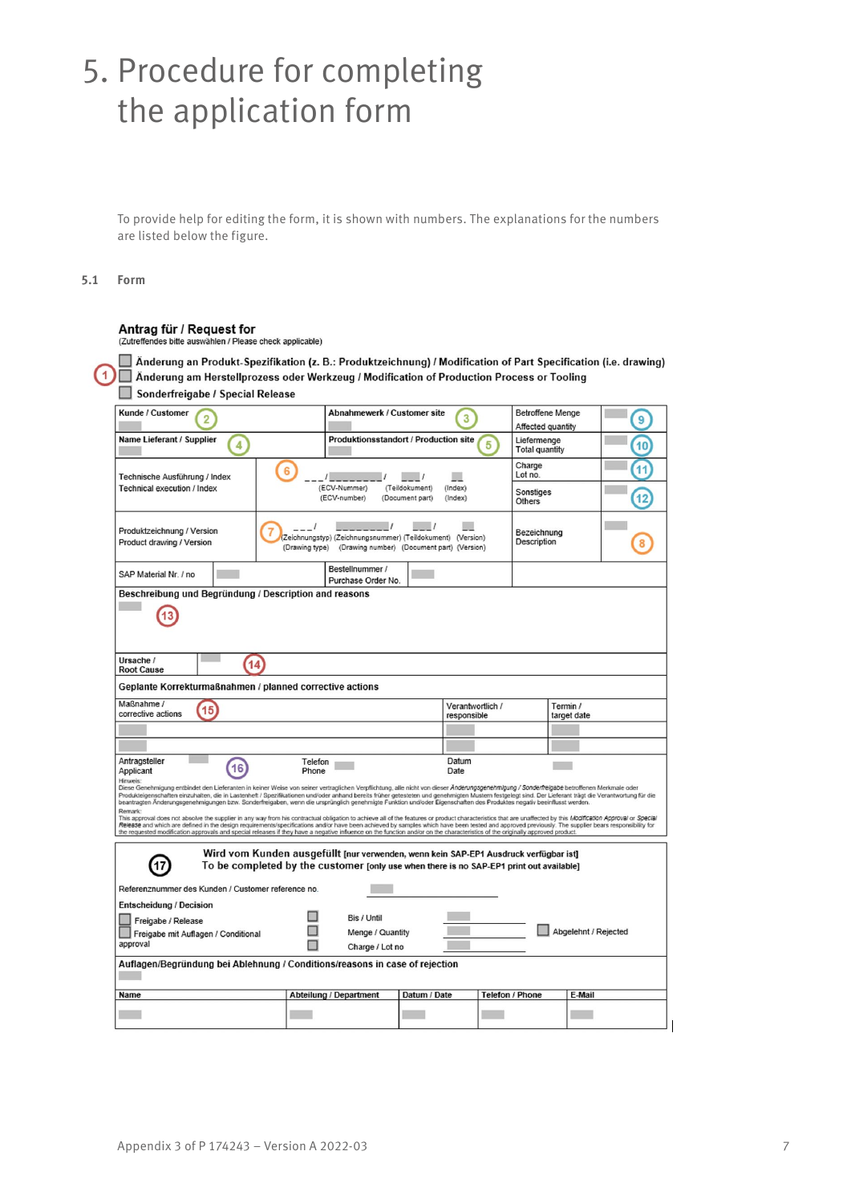# 5. Procedure for completing the application form

To provide help for editing the form, it is shown with numbers. The explanations for the numbers are listed below the figure.

## 5.1 Form

**Antrag für / Request for**
(Zutreffendes bitte auswählen / Please check applicable)

(1)
- ☐ **Änderung an Produkt-Spezifikation (z. B.: Produktzeichnung) / Modification of Part Specification (i.e. drawing)**
- ☐ **Änderung am Herstellprozess oder Werkzeug / Modification of Production Process or Tooling**
- ☐ **Sonderfreigabe / Special Release**

| | | | |
|---|---|---|---|
| Kunde / Customer (2) | Abnahmewerk / Customer site (3) | Betroffene Menge / Affected quantity | (9) |
| Name Lieferant / Supplier (4) | Produktionsstandort / Production site (5) | Liefermenge / Total quantity | (10) |
| Technische Ausführung / Index / Technical execution / Index | (6) ___/________/ ___/ __ (ECV-Nummer) (Teildokument) (Index) / (ECV-number) (Document part) (Index) | Charge / Lot no. | (11) |
| | | Sonstiges / Others | (12) |
| Produktzeichnung / Version / Product drawing / Version | (7) ___/ ________/ ___/ __ (Zeichnungstyp) (Zeichnungsnummer) (Teildokument) (Version) / (Drawing type) (Drawing number) (Document part) (Version) | Bezeichnung / Description | (8) |
| SAP Material Nr. / no | Bestellnummer / Purchase Order No. | | |

**Beschreibung und Begründung / Description and reasons** (13)

Ursache / Root Cause (14)

**Geplante Korrekturmaßnahmen / planned corrective actions**

| Maßnahme / corrective actions (15) | Verantwortlich / responsible | Termin / target date |
|---|---|---|
| | | |
| | | |

| Antragsteller / Applicant (16) | Telefon / Phone | Datum / Date |
|---|---|---|

Hinweis:
Diese Genehmigung entbindet den Lieferanten in keiner Weise von seiner vertraglichen Verpflichtung, alle nicht von dieser *Änderungsgenehmigung / Sonderfreigabe* betroffenen Merkmale oder Produkteigenschaften einzuhalten, die in Lastenheft / Spezifikationen und/oder anhand bereits früher getesteten und genehmigten Mustern festgelegt sind. Der Lieferant trägt die Verantwortung für die beantragten Änderungsgenehmigungen bzw. Sonderfreigaben, wenn die ursprünglich genehmigte Funktion und/oder Eigenschaften des Produktes negativ beeinflusst werden.

Remark:
This approval does not absolve the supplier in any way from his contractual obligation to achieve all of the features or product characteristics that are unaffected by this *Modification Approval* or *Special Release* and which are defined in the design requirements/specifications and/or have been achieved by samples which have been tested and approved previously. The supplier bears responsibility for the requested modification approvals and special releases if they have a negative influence on the function and/or on the characteristics of the originally approved product.

(17) **Wird vom Kunden ausgefüllt** [nur verwenden, wenn kein SAP-EP1 Ausdruck verfügbar ist]
**To be completed by the customer** [only use when there is no SAP-EP1 print out available]

Referenznummer des Kunden / Customer reference no.

**Entscheidung / Decision**

- ☐ Freigabe / Release
- ☐ Freigabe mit Auflagen / Conditional approval
  - ☐ Bis / Until
  - ☐ Menge / Quantity
  - ☐ Charge / Lot no
- ☐ Abgelehnt / Rejected

**Auflagen/Begründung bei Ablehnung / Conditions/reasons in case of rejection**

| Name | Abteilung / Department | Datum / Date | Telefon / Phone | E-Mail |
|---|---|---|---|---|
| | | | | |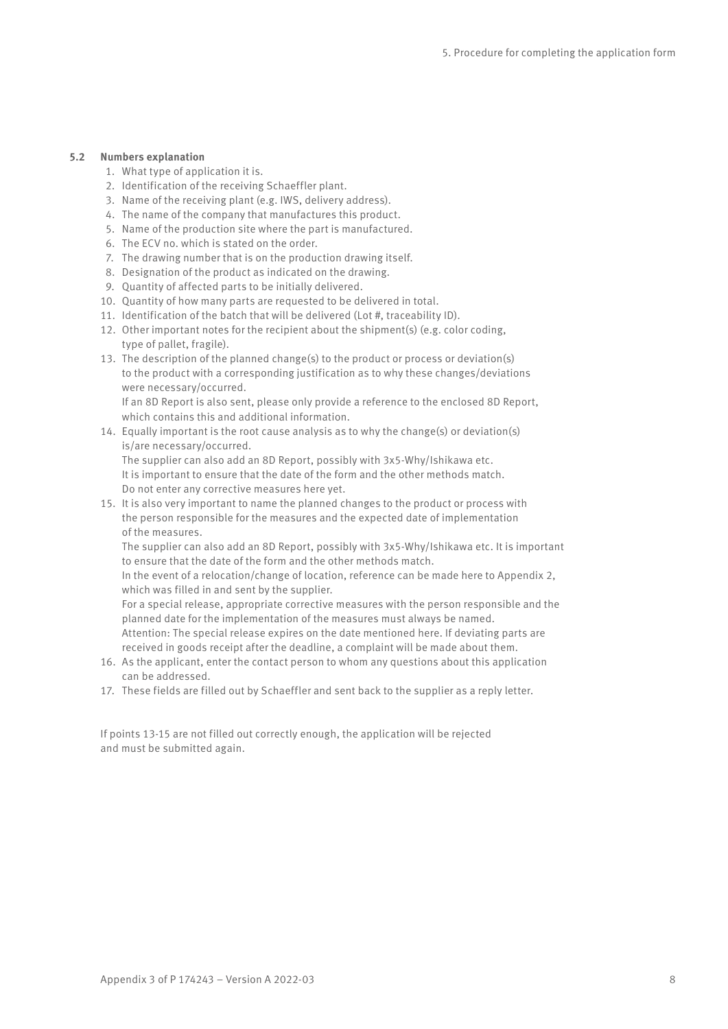### 5.2 Numbers explanation

1. What type of application it is.
2. Identification of the receiving Schaeffler plant.
3. Name of the receiving plant (e.g. IWS, delivery address).
4. The name of the company that manufactures this product.
5. Name of the production site where the part is manufactured.
6. The ECV no. which is stated on the order.
7. The drawing number that is on the production drawing itself.
8. Designation of the product as indicated on the drawing.
9. Quantity of affected parts to be initially delivered.
10. Quantity of how many parts are requested to be delivered in total.
11. Identification of the batch that will be delivered (Lot #, traceability ID).
12. Other important notes for the recipient about the shipment(s) (e.g. color coding, type of pallet, fragile).
13. The description of the planned change(s) to the product or process or deviation(s) to the product with a corresponding justification as to why these changes/deviations were necessary/occurred.
    If an 8D Report is also sent, please only provide a reference to the enclosed 8D Report, which contains this and additional information.
14. Equally important is the root cause analysis as to why the change(s) or deviation(s) is/are necessary/occurred.
    The supplier can also add an 8D Report, possibly with 3x5-Why/Ishikawa etc.
    It is important to ensure that the date of the form and the other methods match.
    Do not enter any corrective measures here yet.
15. It is also very important to name the planned changes to the product or process with the person responsible for the measures and the expected date of implementation of the measures.
    The supplier can also add an 8D Report, possibly with 3x5-Why/Ishikawa etc. It is important to ensure that the date of the form and the other methods match.
    In the event of a relocation/change of location, reference can be made here to Appendix 2, which was filled in and sent by the supplier.
    For a special release, appropriate corrective measures with the person responsible and the planned date for the implementation of the measures must always be named.
    Attention: The special release expires on the date mentioned here. If deviating parts are received in goods receipt after the deadline, a complaint will be made about them.
16. As the applicant, enter the contact person to whom any questions about this application can be addressed.
17. These fields are filled out by Schaeffler and sent back to the supplier as a reply letter.

If points 13-15 are not filled out correctly enough, the application will be rejected and must be submitted again.